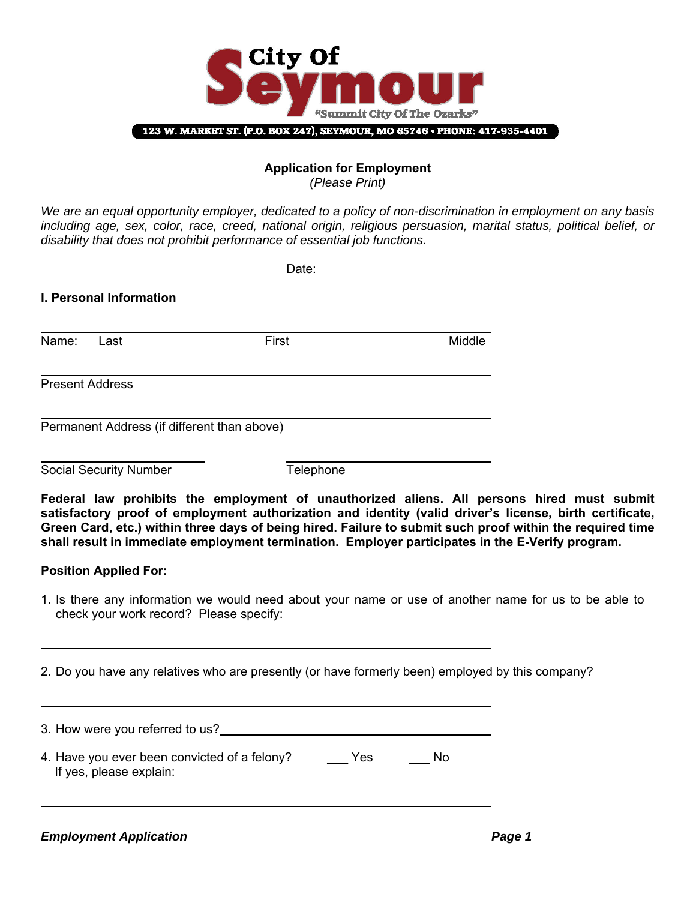# City Of Seymour

*"Summit City Of The Ozarks"*

123 W. MARKET ST. (P.O. BOX 247), SEYMOUR, MO 65746 • PHONE: 417-935-4401

**Application for Employment**

*(Please Print)*

*We are an equal opportunity employer, dedicated to a policy of non-discrimination in employment on any basis including age, sex, color, race, creed, national origin, religious persuasion, marital status, political belief, or disability that does not prohibit performance of essential job functions.*

Date: ______________________

**I. Personal Information**

______________________________________________

Name: Last First Middle

______________________________________________

Present Address

______________________________________________

Permanent Address (if different than above)

______________________ ______________________

Social Security Number Telephone

**Federal law prohibits the employment of unauthorized aliens. All persons hired must submit satisfactory proof of employment authorization and identity (valid driver's license, birth certificate, Green Card, etc.) within three days of being hired. Failure to submit such proof within the required time shall result in immediate employment termination. Employer participates in the E-Verify program.**

**Position Applied For:** ______________________________

1. Is there any information we would need about your name or use of another name for us to be able to check your work record? Please specify:

______________________________________________

2. Do you have any relatives who are presently (or have formerly been) employed by this company?

______________________________________________

3. How were you referred to us? ______________________________

4. Have you ever been convicted of a felony? ___ Yes ___ No

   If yes, please explain:

______________________________________________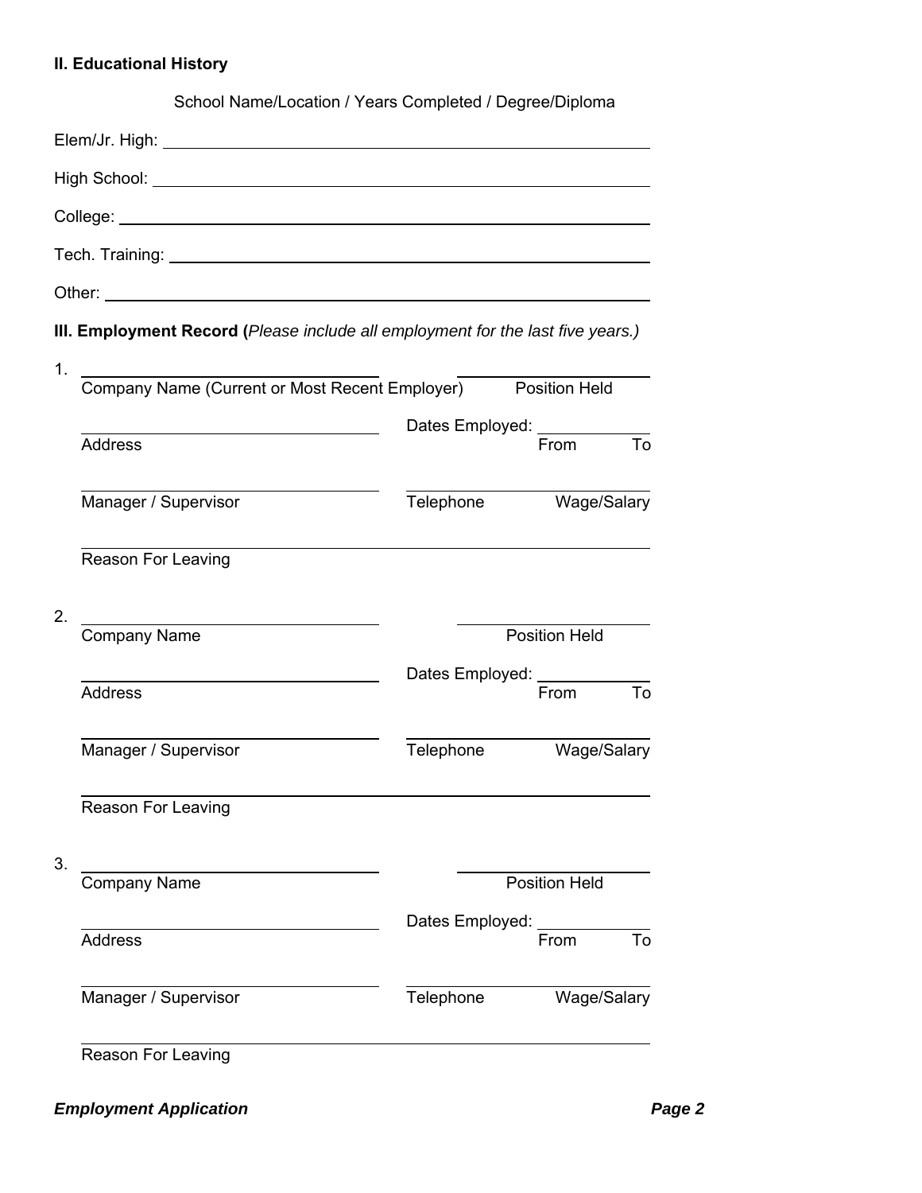## II. Educational History

School Name/Location / Years Completed / Degree/Diploma

Elem/Jr. High: ______________________________________________

High School: ______________________________________________

College: ______________________________________________

Tech. Training: ______________________________________________

Other: ______________________________________________

## III. Employment Record (*Please include all employment for the last five years.)*

1. ______________________________ ______________________

   Company Name (Current or Most Recent Employer) Position Held

   ______________________________ Dates Employed: ______________

   Address From To

   ______________________________ ______________________

   Manager / Supervisor Telephone Wage/Salary

   ______________________________________________

   Reason For Leaving

2. ______________________________ ______________________

   Company Name Position Held

   ______________________________ Dates Employed: ______________

   Address From To

   ______________________________ ______________________

   Manager / Supervisor Telephone Wage/Salary

   ______________________________________________

   Reason For Leaving

3. ______________________________ ______________________

   Company Name Position Held

   ______________________________ Dates Employed: ______________

   Address From To

   ______________________________ ______________________

   Manager / Supervisor Telephone Wage/Salary

   ______________________________________________

   Reason For Leaving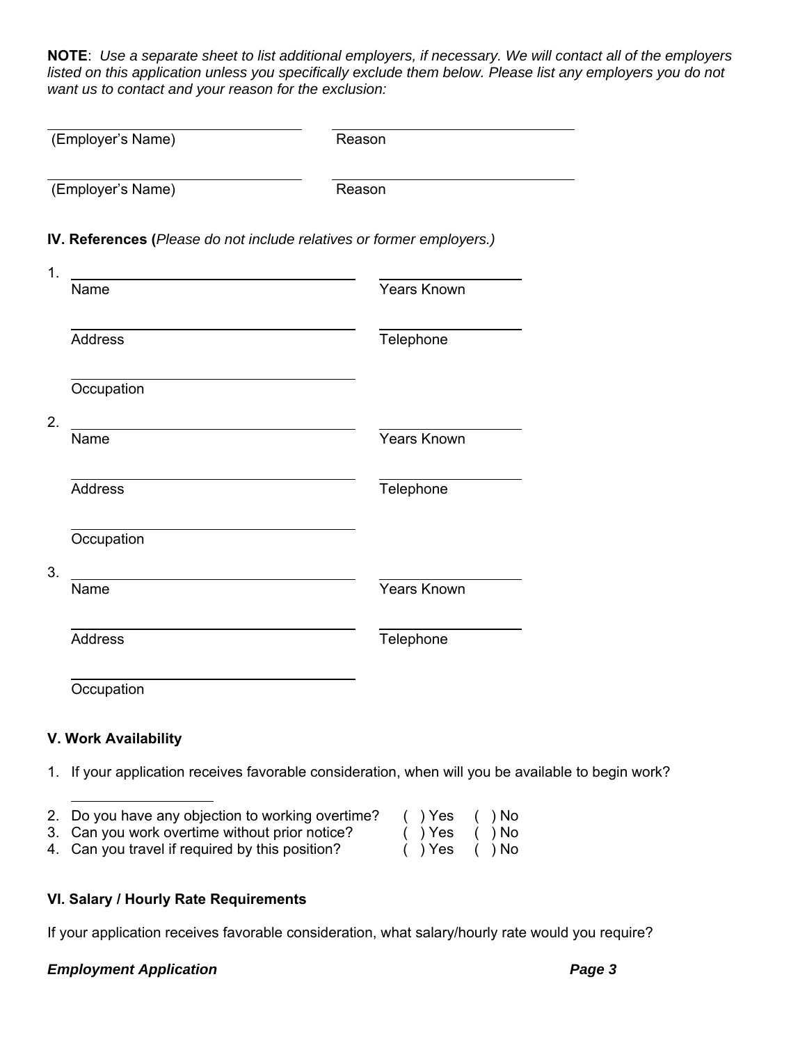**NOTE**: *Use a separate sheet to list additional employers, if necessary. We will contact all of the employers listed on this application unless you specifically exclude them below. Please list any employers you do not want us to contact and your reason for the exclusion:*

| (Employer's Name) | Reason |
|---|---|
| | |

| (Employer's Name) | Reason |
|---|---|
| | |

**IV. References (***Please do not include relatives or former employers.)*

1.

| | |
|---|---|
| Name | Years Known |
| Address | Telephone |
| Occupation | |

2.

| | |
|---|---|
| Name | Years Known |
| Address | Telephone |
| Occupation | |

3.

| | |
|---|---|
| Name | Years Known |
| Address | Telephone |
| Occupation | |

**V. Work Availability**

1. If your application receives favorable consideration, when will you be available to begin work?

   \_\_\_\_\_\_\_\_\_\_\_\_\_\_\_\_\_\_\_\_

2. Do you have any objection to working overtime? ( ) Yes ( ) No
3. Can you work overtime without prior notice? ( ) Yes ( ) No
4. Can you travel if required by this position? ( ) Yes ( ) No

**VI. Salary / Hourly Rate Requirements**

If your application receives favorable consideration, what salary/hourly rate would you require?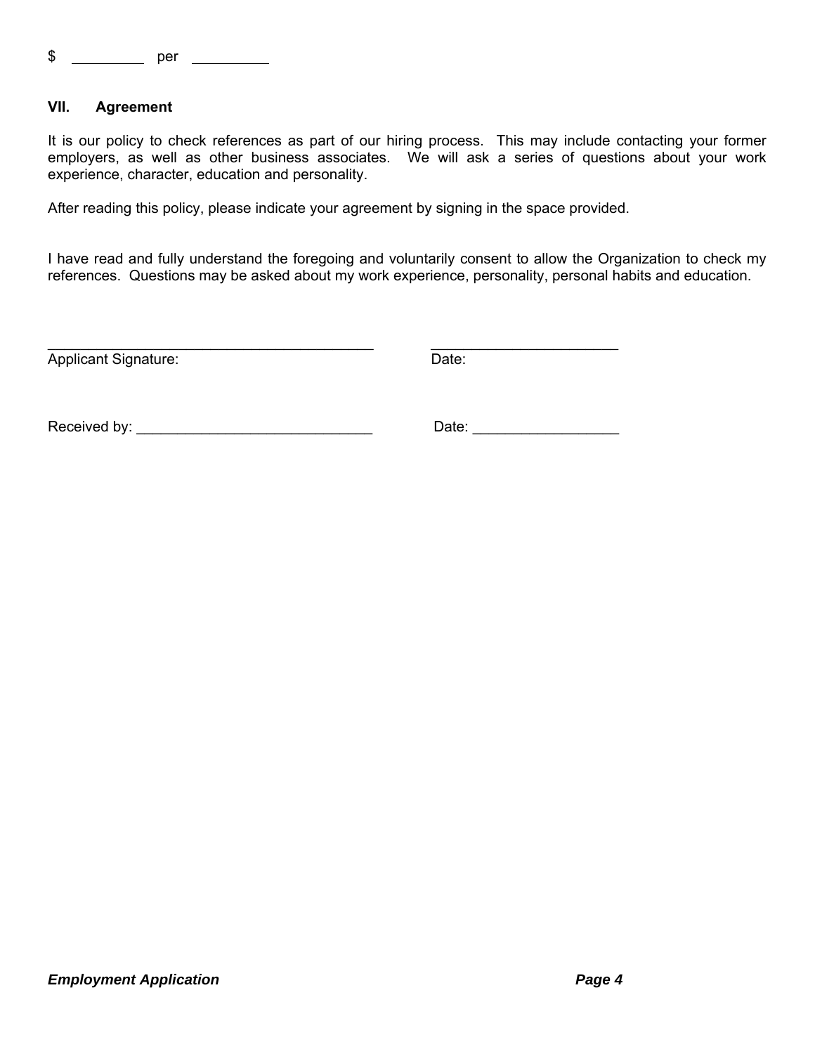$ __________ per __________

## VII. Agreement

It is our policy to check references as part of our hiring process. This may include contacting your former employers, as well as other business associates. We will ask a series of questions about your work experience, character, education and personality.

After reading this policy, please indicate your agreement by signing in the space provided.

I have read and fully understand the foregoing and voluntarily consent to allow the Organization to check my references. Questions may be asked about my work experience, personality, personal habits and education.

_________________________________________ ________________________
Applicant Signature: Date:

Received by: _____________________________ Date: __________________